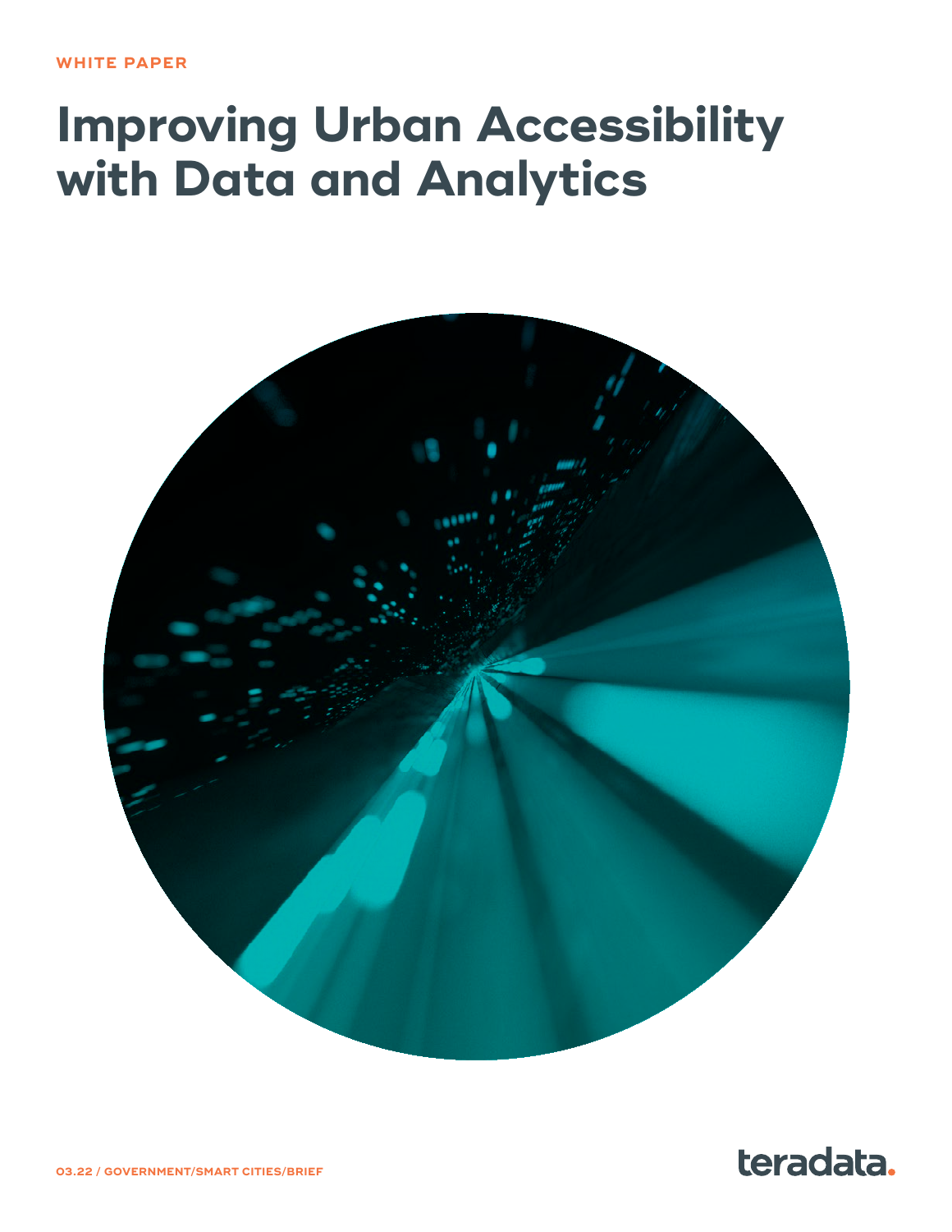WHITE PAPER

# Improving Urban Accessibility with Data and Analytics

03.22 / GOVERNMENT/SMART CITIES/BRIEF

teradata.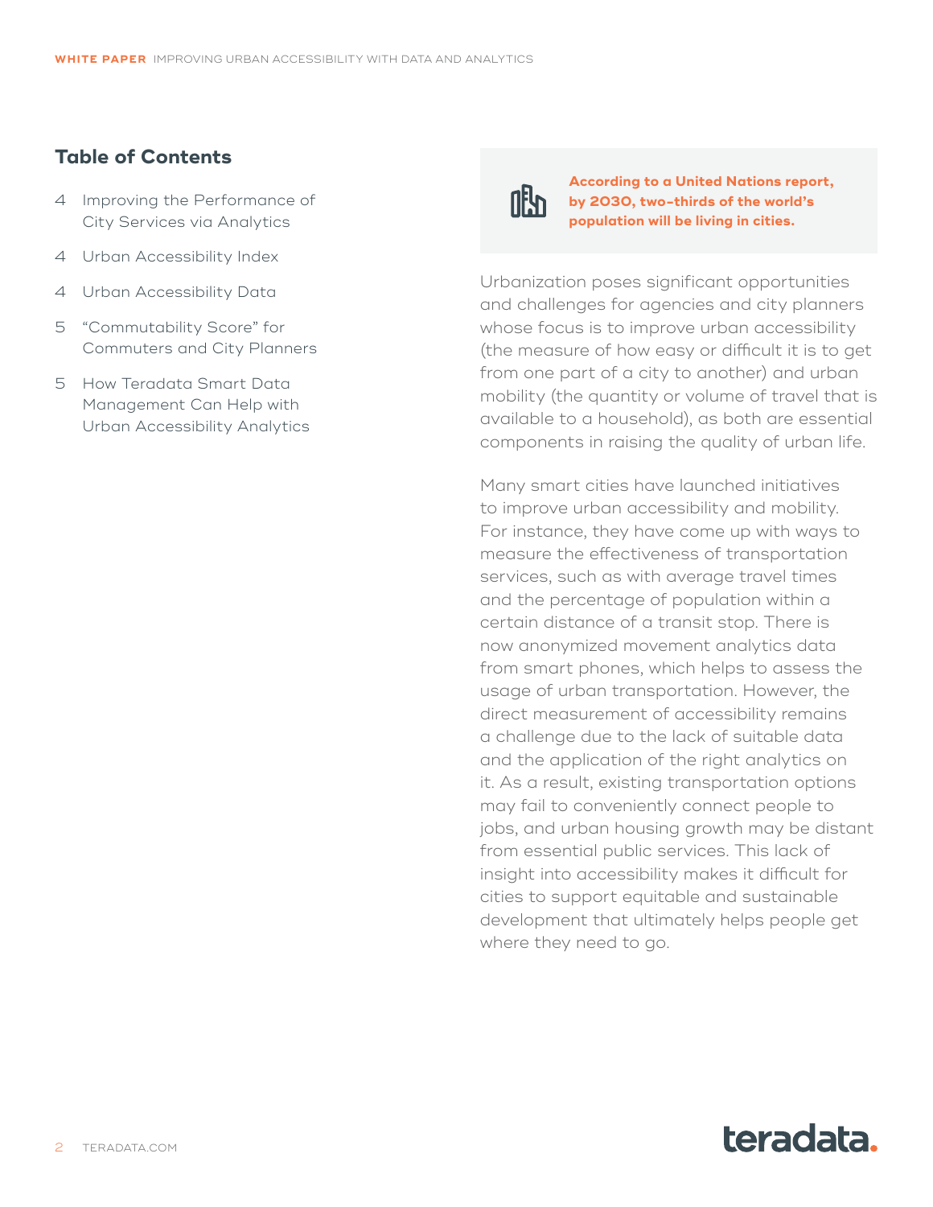## Table of Contents

4 Improving the Performance of City Services via Analytics

4 Urban Accessibility Index

4 Urban Accessibility Data

5 "Commutability Score" for Commuters and City Planners

5 How Teradata Smart Data Management Can Help with Urban Accessibility Analytics

**According to a United Nations report, by 2030, two-thirds of the world's population will be living in cities.**

Urbanization poses significant opportunities and challenges for agencies and city planners whose focus is to improve urban accessibility (the measure of how easy or difficult it is to get from one part of a city to another) and urban mobility (the quantity or volume of travel that is available to a household), as both are essential components in raising the quality of urban life.

Many smart cities have launched initiatives to improve urban accessibility and mobility. For instance, they have come up with ways to measure the effectiveness of transportation services, such as with average travel times and the percentage of population within a certain distance of a transit stop. There is now anonymized movement analytics data from smart phones, which helps to assess the usage of urban transportation. However, the direct measurement of accessibility remains a challenge due to the lack of suitable data and the application of the right analytics on it. As a result, existing transportation options may fail to conveniently connect people to jobs, and urban housing growth may be distant from essential public services. This lack of insight into accessibility makes it difficult for cities to support equitable and sustainable development that ultimately helps people get where they need to go.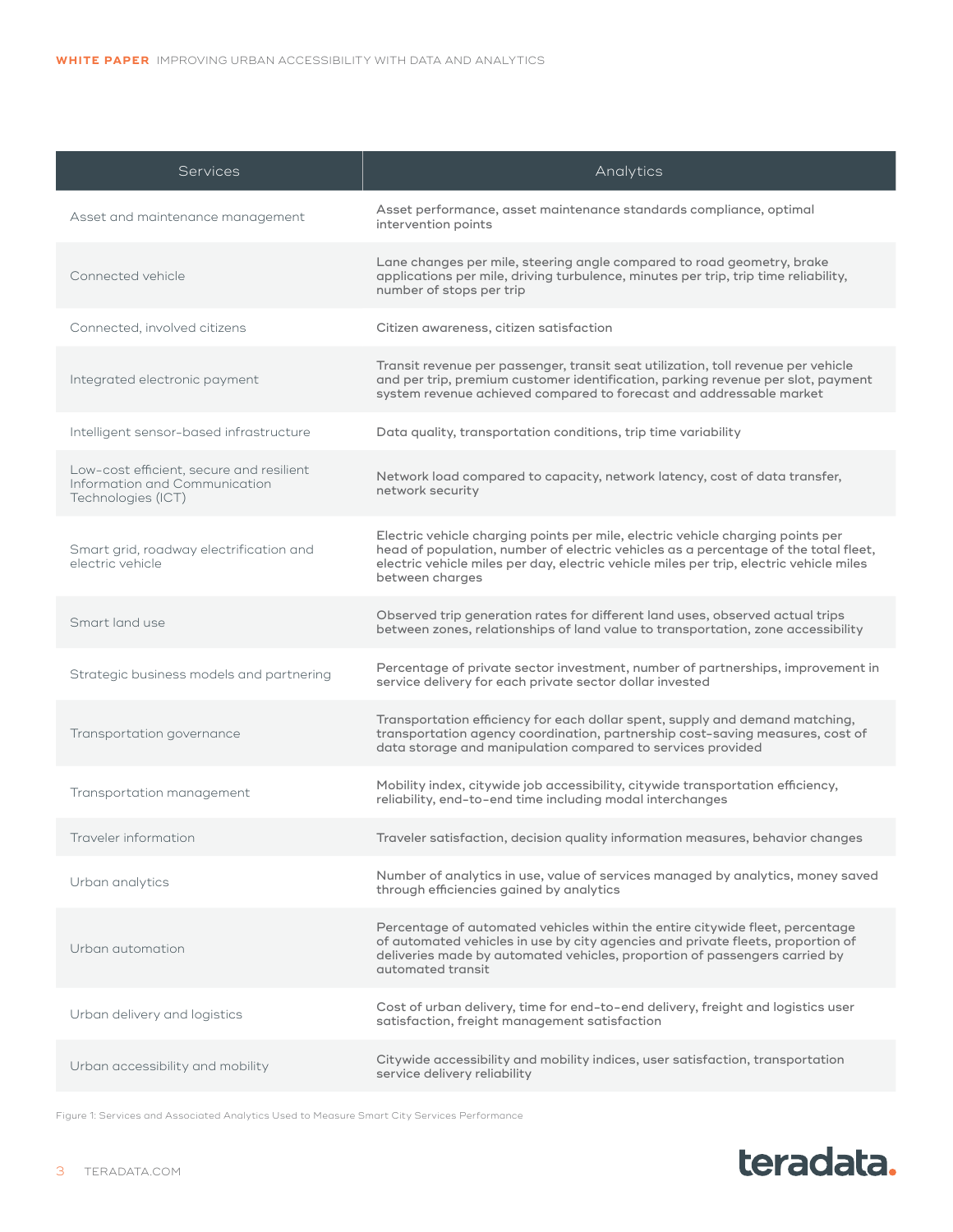| Services | Analytics |
| --- | --- |
| Asset and maintenance management | Asset performance, asset maintenance standards compliance, optimal intervention points |
| Connected vehicle | Lane changes per mile, steering angle compared to road geometry, brake applications per mile, driving turbulence, minutes per trip, trip time reliability, number of stops per trip |
| Connected, involved citizens | Citizen awareness, citizen satisfaction |
| Integrated electronic payment | Transit revenue per passenger, transit seat utilization, toll revenue per vehicle and per trip, premium customer identification, parking revenue per slot, payment system revenue achieved compared to forecast and addressable market |
| Intelligent sensor-based infrastructure | Data quality, transportation conditions, trip time variability |
| Low-cost efficient, secure and resilient Information and Communication Technologies (ICT) | Network load compared to capacity, network latency, cost of data transfer, network security |
| Smart grid, roadway electrification and electric vehicle | Electric vehicle charging points per mile, electric vehicle charging points per head of population, number of electric vehicles as a percentage of the total fleet, electric vehicle miles per day, electric vehicle miles per trip, electric vehicle miles between charges |
| Smart land use | Observed trip generation rates for different land uses, observed actual trips between zones, relationships of land value to transportation, zone accessibility |
| Strategic business models and partnering | Percentage of private sector investment, number of partnerships, improvement in service delivery for each private sector dollar invested |
| Transportation governance | Transportation efficiency for each dollar spent, supply and demand matching, transportation agency coordination, partnership cost-saving measures, cost of data storage and manipulation compared to services provided |
| Transportation management | Mobility index, citywide job accessibility, citywide transportation efficiency, reliability, end-to-end time including modal interchanges |
| Traveler information | Traveler satisfaction, decision quality information measures, behavior changes |
| Urban analytics | Number of analytics in use, value of services managed by analytics, money saved through efficiencies gained by analytics |
| Urban automation | Percentage of automated vehicles within the entire citywide fleet, percentage of automated vehicles in use by city agencies and private fleets, proportion of deliveries made by automated vehicles, proportion of passengers carried by automated transit |
| Urban delivery and logistics | Cost of urban delivery, time for end-to-end delivery, freight and logistics user satisfaction, freight management satisfaction |
| Urban accessibility and mobility | Citywide accessibility and mobility indices, user satisfaction, transportation service delivery reliability |

Figure 1: Services and Associated Analytics Used to Measure Smart City Services Performance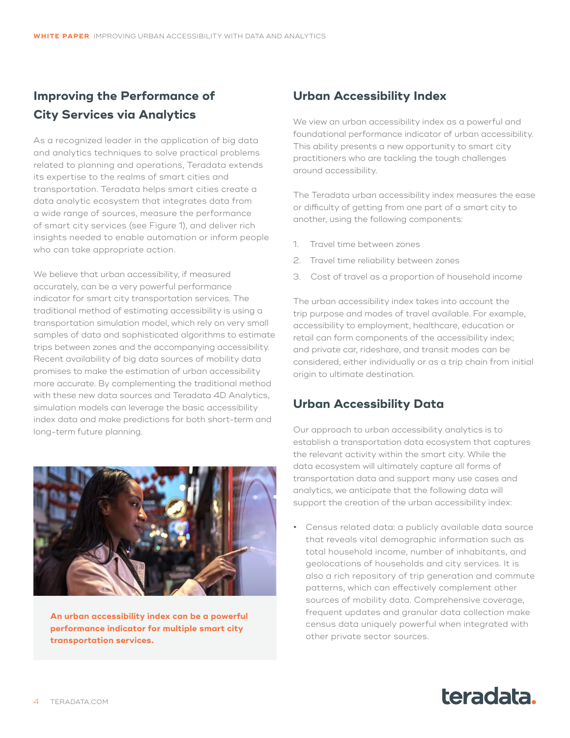## Improving the Performance of City Services via Analytics

As a recognized leader in the application of big data and analytics techniques to solve practical problems related to planning and operations, Teradata extends its expertise to the realms of smart cities and transportation. Teradata helps smart cities create a data analytic ecosystem that integrates data from a wide range of sources, measure the performance of smart city services (see Figure 1), and deliver rich insights needed to enable automation or inform people who can take appropriate action.

We believe that urban accessibility, if measured accurately, can be a very powerful performance indicator for smart city transportation services. The traditional method of estimating accessibility is using a transportation simulation model, which rely on very small samples of data and sophisticated algorithms to estimate trips between zones and the accompanying accessibility. Recent availability of big data sources of mobility data promises to make the estimation of urban accessibility more accurate. By complementing the traditional method with these new data sources and Teradata 4D Analytics, simulation models can leverage the basic accessibility index data and make predictions for both short-term and long-term future planning.

**An urban accessibility index can be a powerful performance indicator for multiple smart city transportation services.**

## Urban Accessibility Index

We view an urban accessibility index as a powerful and foundational performance indicator of urban accessibility. This ability presents a new opportunity to smart city practitioners who are tackling the tough challenges around accessibility.

The Teradata urban accessibility index measures the ease or difficulty of getting from one part of a smart city to another, using the following components:

1. Travel time between zones
2. Travel time reliability between zones
3. Cost of travel as a proportion of household income

The urban accessibility index takes into account the trip purpose and modes of travel available. For example, accessibility to employment, healthcare, education or retail can form components of the accessibility index; and private car, rideshare, and transit modes can be considered, either individually or as a trip chain from initial origin to ultimate destination.

## Urban Accessibility Data

Our approach to urban accessibility analytics is to establish a transportation data ecosystem that captures the relevant activity within the smart city. While the data ecosystem will ultimately capture all forms of transportation data and support many use cases and analytics, we anticipate that the following data will support the creation of the urban accessibility index:

- Census related data: a publicly available data source that reveals vital demographic information such as total household income, number of inhabitants, and geolocations of households and city services. It is also a rich repository of trip generation and commute patterns, which can effectively complement other sources of mobility data. Comprehensive coverage, frequent updates and granular data collection make census data uniquely powerful when integrated with other private sector sources.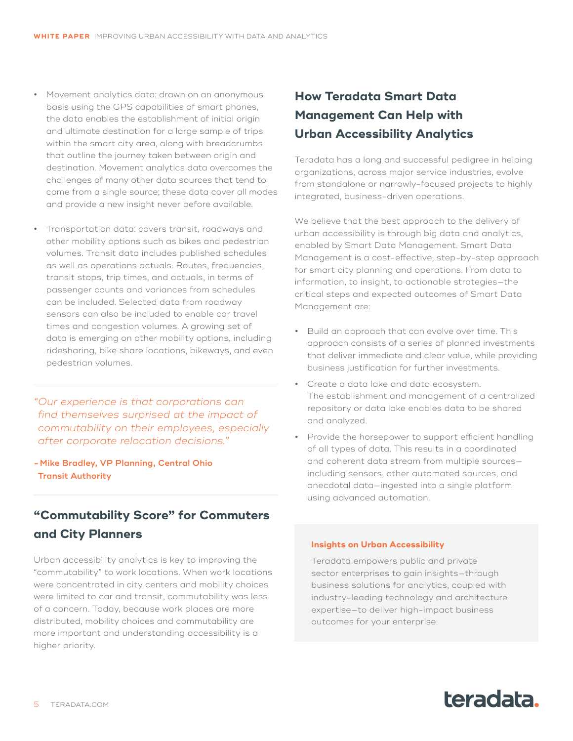- Movement analytics data: drawn on an anonymous basis using the GPS capabilities of smart phones, the data enables the establishment of initial origin and ultimate destination for a large sample of trips within the smart city area, along with breadcrumbs that outline the journey taken between origin and destination. Movement analytics data overcomes the challenges of many other data sources that tend to come from a single source; these data cover all modes and provide a new insight never before available.
- Transportation data: covers transit, roadways and other mobility options such as bikes and pedestrian volumes. Transit data includes published schedules as well as operations actuals. Routes, frequencies, transit stops, trip times, and actuals, in terms of passenger counts and variances from schedules can be included. Selected data from roadway sensors can also be included to enable car travel times and congestion volumes. A growing set of data is emerging on other mobility options, including ridesharing, bike share locations, bikeways, and even pedestrian volumes.

> *"Our experience is that corporations can find themselves surprised at the impact of commutability on their employees, especially after corporate relocation decisions."*
>
> **– Mike Bradley, VP Planning, Central Ohio Transit Authority**

## "Commutability Score" for Commuters and City Planners

Urban accessibility analytics is key to improving the "commutability" to work locations. When work locations were concentrated in city centers and mobility choices were limited to car and transit, commutability was less of a concern. Today, because work places are more distributed, mobility choices and commutability are more important and understanding accessibility is a higher priority.

## How Teradata Smart Data Management Can Help with Urban Accessibility Analytics

Teradata has a long and successful pedigree in helping organizations, across major service industries, evolve from standalone or narrowly-focused projects to highly integrated, business-driven operations.

We believe that the best approach to the delivery of urban accessibility is through big data and analytics, enabled by Smart Data Management. Smart Data Management is a cost-effective, step-by-step approach for smart city planning and operations. From data to information, to insight, to actionable strategies—the critical steps and expected outcomes of Smart Data Management are:

- Build an approach that can evolve over time. This approach consists of a series of planned investments that deliver immediate and clear value, while providing business justification for further investments.
- Create a data lake and data ecosystem. The establishment and management of a centralized repository or data lake enables data to be shared and analyzed.
- Provide the horsepower to support efficient handling of all types of data. This results in a coordinated and coherent data stream from multiple sources—including sensors, other automated sources, and anecdotal data—ingested into a single platform using advanced automation.

**Insights on Urban Accessibility**

Teradata empowers public and private sector enterprises to gain insights—through business solutions for analytics, coupled with industry-leading technology and architecture expertise—to deliver high-impact business outcomes for your enterprise.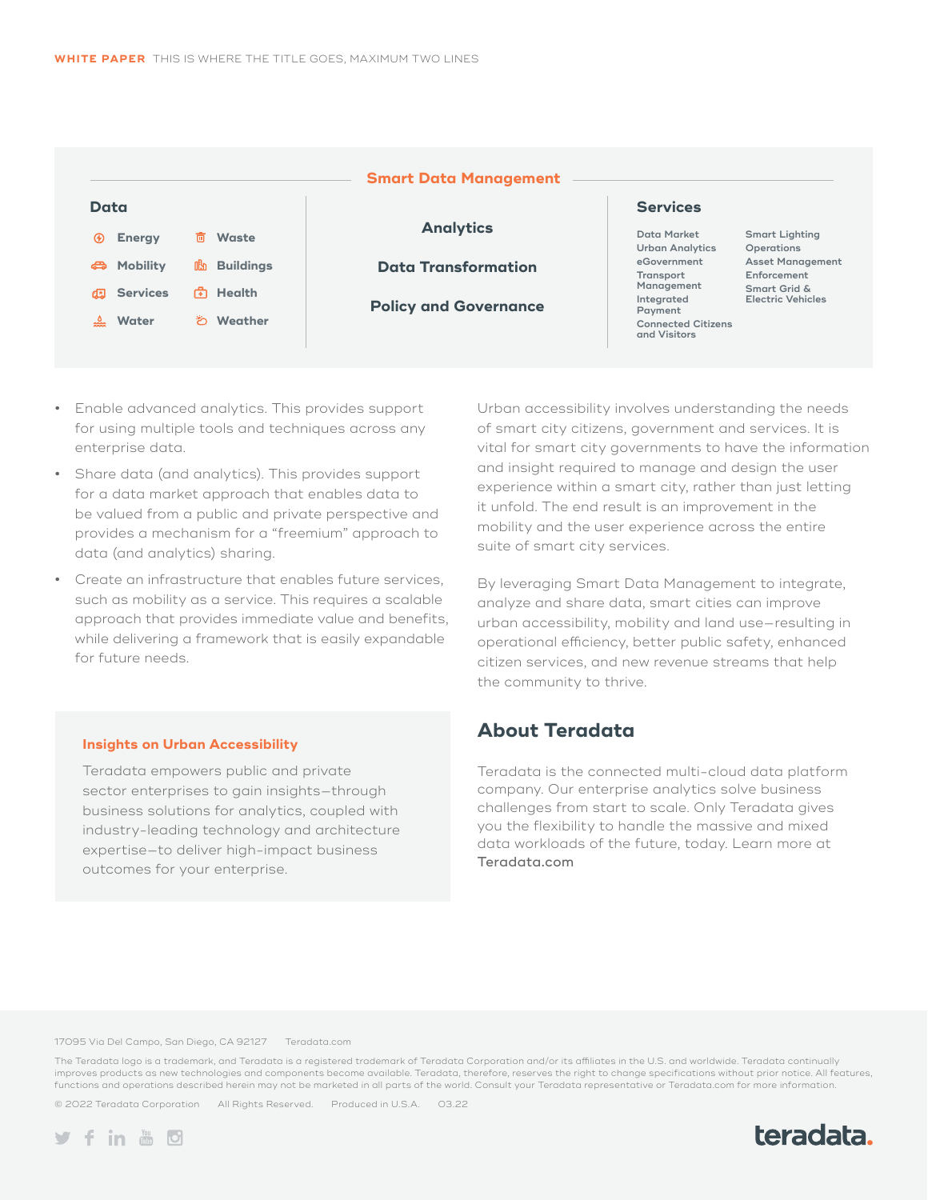## Smart Data Management

### Data

- Energy
- Waste
- Mobility
- Buildings
- Services
- Health
- Water
- Weather

### Analytics

### Data Transformation

### Policy and Governance

### Services

- Data Market
- Urban Analytics
- eGovernment
- Transport Management
- Integrated Payment
- Connected Citizens and Visitors
- Smart Lighting Operations
- Asset Management
- Enforcement
- Smart Grid & Electric Vehicles

- Enable advanced analytics. This provides support for using multiple tools and techniques across any enterprise data.
- Share data (and analytics). This provides support for a data market approach that enables data to be valued from a public and private perspective and provides a mechanism for a "freemium" approach to data (and analytics) sharing.
- Create an infrastructure that enables future services, such as mobility as a service. This requires a scalable approach that provides immediate value and benefits, while delivering a framework that is easily expandable for future needs.

Urban accessibility involves understanding the needs of smart city citizens, government and services. It is vital for smart city governments to have the information and insight required to manage and design the user experience within a smart city, rather than just letting it unfold. The end result is an improvement in the mobility and the user experience across the entire suite of smart city services.

By leveraging Smart Data Management to integrate, analyze and share data, smart cities can improve urban accessibility, mobility and land use—resulting in operational efficiency, better public safety, enhanced citizen services, and new revenue streams that help the community to thrive.

### Insights on Urban Accessibility

Teradata empowers public and private sector enterprises to gain insights—through business solutions for analytics, coupled with industry-leading technology and architecture expertise—to deliver high-impact business outcomes for your enterprise.

## About Teradata

Teradata is the connected multi-cloud data platform company. Our enterprise analytics solve business challenges from start to scale. Only Teradata gives you the flexibility to handle the massive and mixed data workloads of the future, today. Learn more at **Teradata.com**

17095 Via Del Campo, San Diego, CA 92127 Teradata.com

The Teradata logo is a trademark, and Teradata is a registered trademark of Teradata Corporation and/or its affiliates in the U.S. and worldwide. Teradata continually improves products as new technologies and components become available. Teradata, therefore, reserves the right to change specifications without prior notice. All features, functions and operations described herein may not be marketed in all parts of the world. Consult your Teradata representative or Teradata.com for more information.

© 2022 Teradata Corporation All Rights Reserved. Produced in U.S.A. 03.22